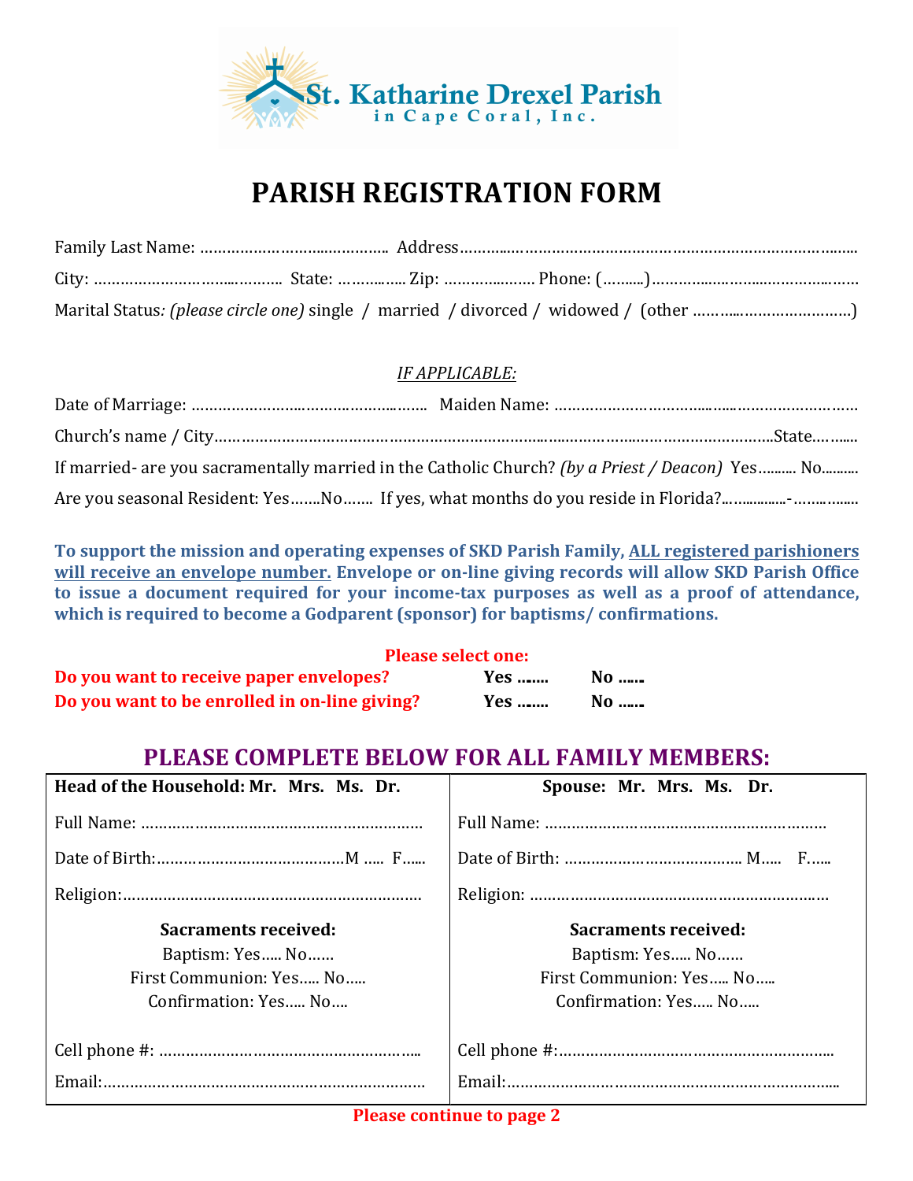St. Katharine Drexel Parish
in Cape Coral, Inc.

# PARISH REGISTRATION FORM

Family Last Name: …………………….…………… Address……….……………………………………………………………….…….

City: ………………………..……….. State: ………..….. Zip: ……………..…. Phone: (……...)………….….……..………………….……

Marital Status*: (please circle one)* single / married / divorced / widowed / (other ……….……………………)

*IF APPLICABLE:*

Date of Marriage: …………………..…………………….…….. Maiden Name: ………………………………..…..…………………….…

Church's name / City………………………………………………………………..……………..………………………….State……..…

If married- are you sacramentally married in the Catholic Church? *(by a Priest / Deacon)* Yes………. No……….

Are you seasonal Resident: Yes…….No……. If yes, what months do you reside in Florida?.………….-…….……..

**To support the mission and operating expenses of SKD Parish Family, ALL registered parishioners will receive an envelope number. Envelope or on-line giving records will allow SKD Parish Office to issue a document required for your income-tax purposes as well as a proof of attendance, which is required to become a Godparent (sponsor) for baptisms/ confirmations.**

**Please select one:**

**Do you want to receive paper envelopes?** **Yes …….** **No ……**

**Do you want to be enrolled in on-line giving?** **Yes …….** **No ……**

## PLEASE COMPLETE BELOW FOR ALL FAMILY MEMBERS:

| **Head of the Household: Mr. Mrs. Ms. Dr.** | **Spouse: Mr. Mrs. Ms. Dr.** |
|---|---|
| Full Name: ……………………………………………………… | Full Name: ……………………………………………………… |
| Date of Birth:……………………………………M ….. F…... | Date of Birth: ………………………………… M….. F….. |
| Religion:………………………………………………………… | Religion: ………………………………………………………… |
| **Sacraments received:** | **Sacraments received:** |
| Baptism: Yes….. No…… | Baptism: Yes….. No…… |
| First Communion: Yes….. No….. | First Communion: Yes….. No….. |
| Confirmation: Yes….. No…. | Confirmation: Yes….. No….. |
| Cell phone #: ……………………………………………….. | Cell phone #:…………………………………………………….. |
| Email:………………………………………………………………. | Email:…………………………………………………………….….. |

**Please continue to page 2**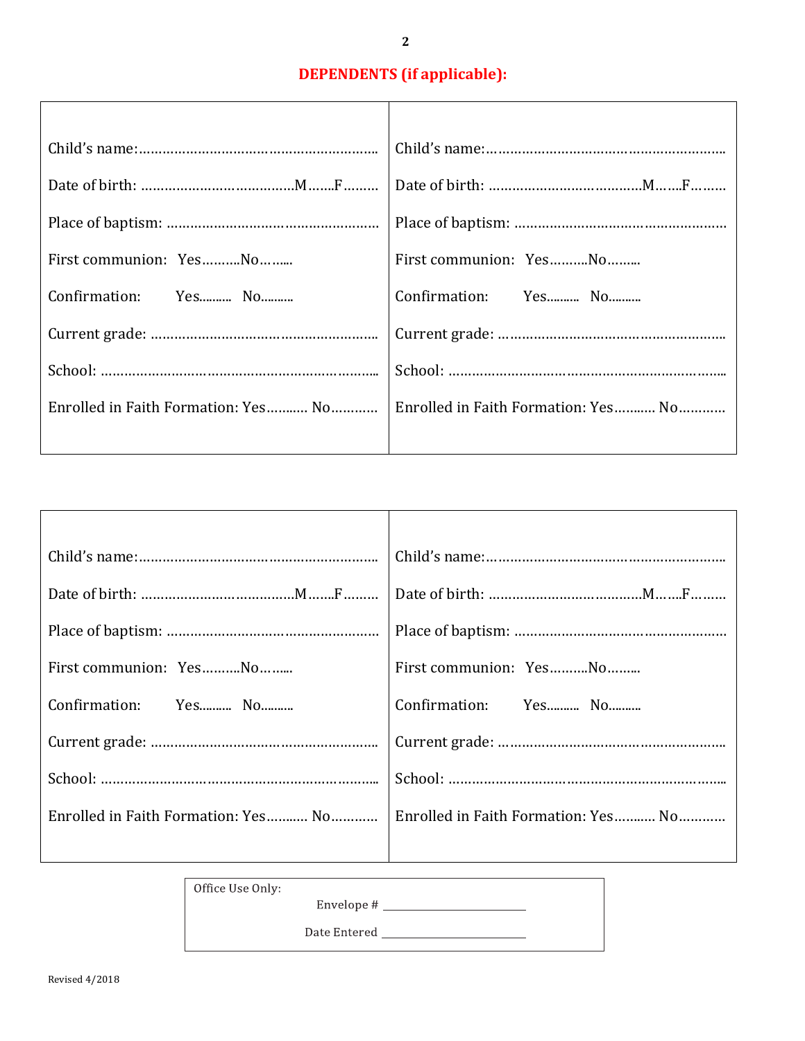## DEPENDENTS (if applicable):

| | |
|---|---|
| Child's name:……………………………………………………. | Child's name:……………………………………………………. |
| Date of birth: ………………………………M…….F……… | Date of birth: ………………………………M…….F……… |
| Place of baptism: ……………………………………………… | Place of baptism: ……………………………………………… |
| First communion: Yes……….No…….. | First communion: Yes……….No……… |
| Confirmation: Yes………. No………. | Confirmation: Yes………. No………. |
| Current grade: ………………………………………………… | Current grade: ………………………………………………… |
| School: ……………………………………………………………. | School: ……………………………………………………………. |
| Enrolled in Faith Formation: Yes……….. No………… | Enrolled in Faith Formation: Yes……….. No………… |

| | |
|---|---|
| Child's name:……………………………………………………. | Child's name:……………………………………………………. |
| Date of birth: ………………………………M…….F……… | Date of birth: ………………………………M…….F……… |
| Place of baptism: ……………………………………………… | Place of baptism: ……………………………………………… |
| First communion: Yes……….No…….. | First communion: Yes……….No……… |
| Confirmation: Yes………. No………. | Confirmation: Yes………. No………. |
| Current grade: ………………………………………………… | Current grade: ………………………………………………… |
| School: ……………………………………………………………. | School: ……………………………………………………………. |
| Enrolled in Faith Formation: Yes……….. No………… | Enrolled in Faith Formation: Yes……….. No………… |

Office Use Only:

Envelope # ______________________

Date Entered ______________________

Revised 4/2018